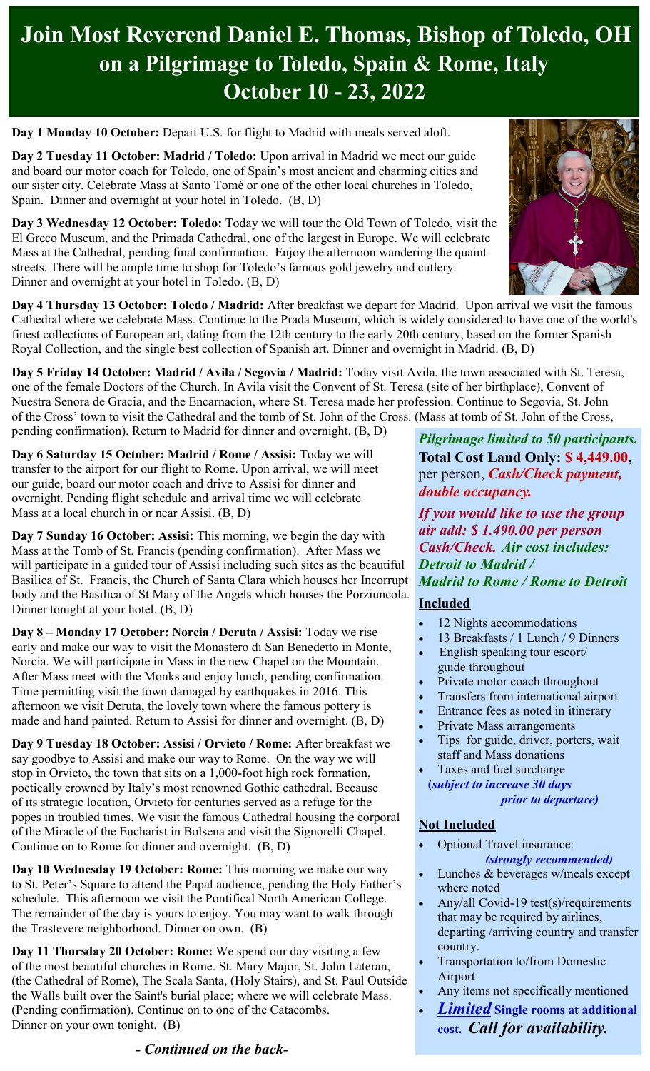# Join Most Reverend Daniel E. Thomas, Bishop of Toledo, OH on a Pilgrimage to Toledo, Spain & Rome, Italy October 10 - 23, 2022

**Day 1 Monday 10 October:** Depart U.S. for flight to Madrid with meals served aloft.

**Day 2 Tuesday 11 October: Madrid / Toledo:** Upon arrival in Madrid we meet our guide and board our motor coach for Toledo, one of Spain's most ancient and charming cities and our sister city. Celebrate Mass at Santo Tomé or one of the other local churches in Toledo, Spain. Dinner and overnight at your hotel in Toledo. (B, D)

**Day 3 Wednesday 12 October: Toledo:** Today we will tour the Old Town of Toledo, visit the El Greco Museum, and the Primada Cathedral, one of the largest in Europe. We will celebrate Mass at the Cathedral, pending final confirmation. Enjoy the afternoon wandering the quaint streets. There will be ample time to shop for Toledo's famous gold jewelry and cutlery. Dinner and overnight at your hotel in Toledo. (B, D)

**Day 4 Thursday 13 October: Toledo / Madrid:** After breakfast we depart for Madrid. Upon arrival we visit the famous Cathedral where we celebrate Mass. Continue to the Prada Museum, which is widely considered to have one of the world's finest collections of European art, dating from the 12th century to the early 20th century, based on the former Spanish Royal Collection, and the single best collection of Spanish art. Dinner and overnight in Madrid. (B, D)

**Day 5 Friday 14 October: Madrid / Avila / Segovia / Madrid:** Today visit Avila, the town associated with St. Teresa, one of the female Doctors of the Church. In Avila visit the Convent of St. Teresa (site of her birthplace), Convent of Nuestra Senora de Gracia, and the Encarnacion, where St. Teresa made her profession. Continue to Segovia, St. John of the Cross' town to visit the Cathedral and the tomb of St. John of the Cross. (Mass at tomb of St. John of the Cross, pending confirmation). Return to Madrid for dinner and overnight. (B, D)

**Day 6 Saturday 15 October: Madrid / Rome / Assisi:** Today we will transfer to the airport for our flight to Rome. Upon arrival, we will meet our guide, board our motor coach and drive to Assisi for dinner and overnight. Pending flight schedule and arrival time we will celebrate Mass at a local church in or near Assisi. (B, D)

**Day 7 Sunday 16 October: Assisi:** This morning, we begin the day with Mass at the Tomb of St. Francis (pending confirmation). After Mass we will participate in a guided tour of Assisi including such sites as the beautiful Basilica of St. Francis, the Church of Santa Clara which houses her Incorrupt body and the Basilica of St Mary of the Angels which houses the Porziuncola. Dinner tonight at your hotel. (B, D)

**Day 8 – Monday 17 October: Norcia / Deruta / Assisi:** Today we rise early and make our way to visit the Monastero di San Benedetto in Monte, Norcia. We will participate in Mass in the new Chapel on the Mountain. After Mass meet with the Monks and enjoy lunch, pending confirmation. Time permitting visit the town damaged by earthquakes in 2016. This afternoon we visit Deruta, the lovely town where the famous pottery is made and hand painted. Return to Assisi for dinner and overnight. (B, D)

**Day 9 Tuesday 18 October: Assisi / Orvieto / Rome:** After breakfast we say goodbye to Assisi and make our way to Rome. On the way we will stop in Orvieto, the town that sits on a 1,000-foot high rock formation, poetically crowned by Italy's most renowned Gothic cathedral. Because of its strategic location, Orvieto for centuries served as a refuge for the popes in troubled times. We visit the famous Cathedral housing the corporal of the Miracle of the Eucharist in Bolsena and visit the Signorelli Chapel. Continue on to Rome for dinner and overnight. (B, D)

**Day 10 Wednesday 19 October: Rome:** This morning we make our way to St. Peter's Square to attend the Papal audience, pending the Holy Father's schedule. This afternoon we visit the Pontifical North American College. The remainder of the day is yours to enjoy. You may want to walk through the Trastevere neighborhood. Dinner on own. (B)

**Day 11 Thursday 20 October: Rome:** We spend our day visiting a few of the most beautiful churches in Rome. St. Mary Major, St. John Lateran, (the Cathedral of Rome), The Scala Santa, (Holy Stairs), and St. Paul Outside the Walls built over the Saint's burial place; where we will celebrate Mass. (Pending confirmation). Continue on to one of the Catacombs. Dinner on your own tonight. (B)

***- Continued on the back-***

***Pilgrimage limited to 50 participants.***

**Total Cost Land Only: $ 4,449.00,** per person, ***Cash/Check payment, double occupancy.***

***If you would like to use the group air add: $ 1.490.00 per person Cash/Check. Air cost includes: Detroit to Madrid / Madrid to Rome / Rome to Detroit***

## Included

- 12 Nights accommodations
- 13 Breakfasts / 1 Lunch / 9 Dinners
- English speaking tour escort/ guide throughout
- Private motor coach throughout
- Transfers from international airport
- Entrance fees as noted in itinerary
- Private Mass arrangements
- Tips for guide, driver, porters, wait staff and Mass donations
- Taxes and fuel surcharge **(*subject to increase 30 days prior to departure)***

## Not Included

- Optional Travel insurance: ***(strongly recommended)***
- Lunches & beverages w/meals except where noted
- Any/all Covid-19 test(s)/requirements that may be required by airlines, departing /arriving country and transfer country.
- Transportation to/from Domestic Airport
- Any items not specifically mentioned
- ***Limited*** **Single rooms at additional cost.** ***Call for availability.***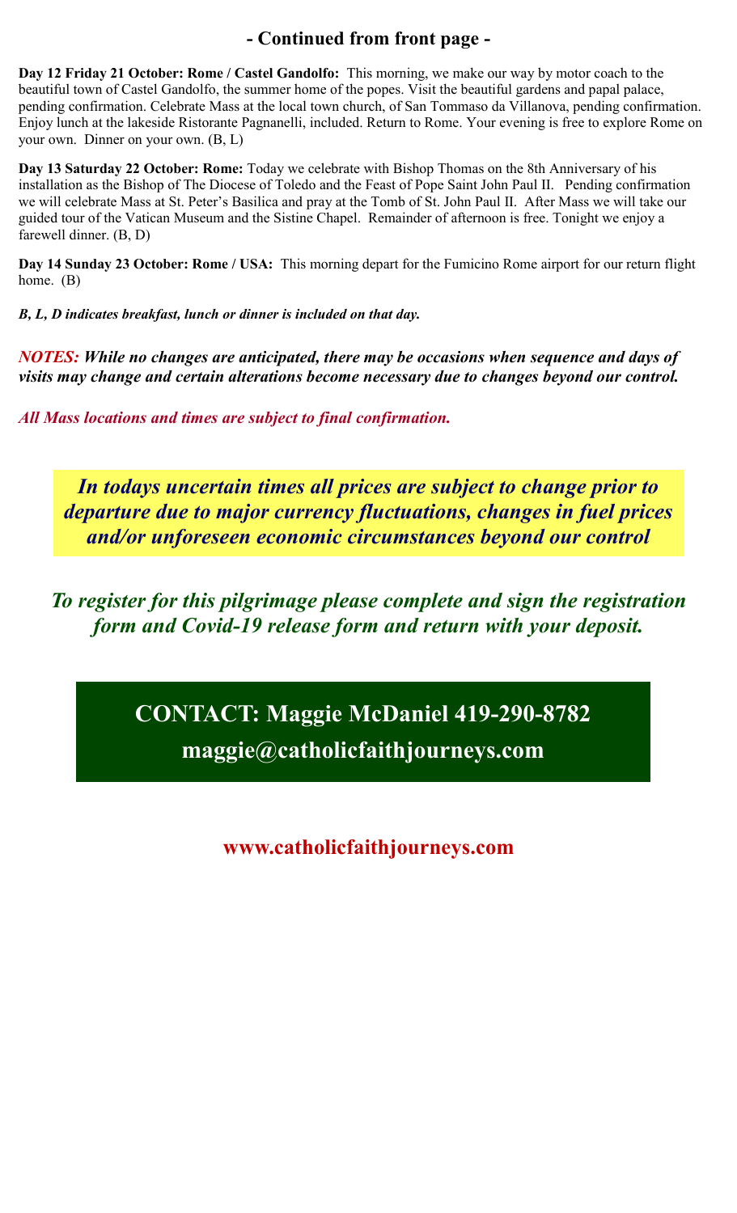## - Continued from front page -

**Day 12 Friday 21 October: Rome / Castel Gandolfo:** This morning, we make our way by motor coach to the beautiful town of Castel Gandolfo, the summer home of the popes. Visit the beautiful gardens and papal palace, pending confirmation. Celebrate Mass at the local town church, of San Tommaso da Villanova, pending confirmation. Enjoy lunch at the lakeside Ristorante Pagnanelli, included. Return to Rome. Your evening is free to explore Rome on your own. Dinner on your own. (B, L)

**Day 13 Saturday 22 October: Rome:** Today we celebrate with Bishop Thomas on the 8th Anniversary of his installation as the Bishop of The Diocese of Toledo and the Feast of Pope Saint John Paul II. Pending confirmation we will celebrate Mass at St. Peter's Basilica and pray at the Tomb of St. John Paul II. After Mass we will take our guided tour of the Vatican Museum and the Sistine Chapel. Remainder of afternoon is free. Tonight we enjoy a farewell dinner. (B, D)

**Day 14 Sunday 23 October: Rome / USA:** This morning depart for the Fumicino Rome airport for our return flight home. (B)

***B, L, D indicates breakfast, lunch or dinner is included on that day.***

***NOTES: While no changes are anticipated, there may be occasions when sequence and days of visits may change and certain alterations become necessary due to changes beyond our control.***

***All Mass locations and times are subject to final confirmation.***

***In todays uncertain times all prices are subject to change prior to departure due to major currency fluctuations, changes in fuel prices and/or unforeseen economic circumstances beyond our control***

***To register for this pilgrimage please complete and sign the registration form and Covid-19 release form and return with your deposit.***

**CONTACT: Maggie McDaniel 419-290-8782**

**maggie@catholicfaithjourneys.com**

**www.catholicfaithjourneys.com**